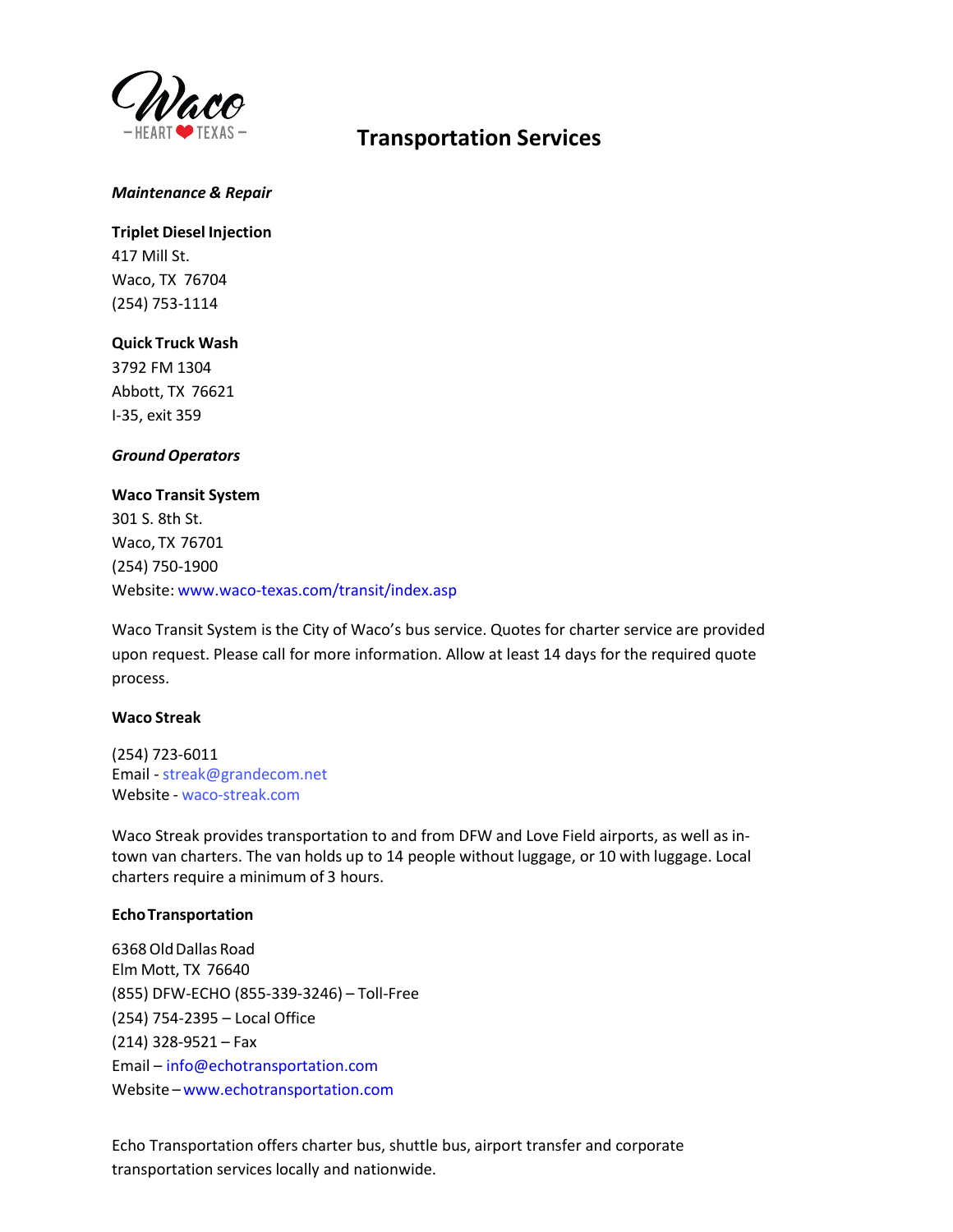# Transportation Services

***Maintenance & Repair***

**Triplet Diesel Injection**
417 Mill St.
Waco, TX 76704
(254) 753-1114

**Quick Truck Wash**
3792 FM 1304
Abbott, TX 76621
I-35, exit 359

***Ground Operators***

**Waco Transit System**
301 S. 8th St.
Waco, TX 76701
(254) 750-1900
Website: www.waco-texas.com/transit/index.asp

Waco Transit System is the City of Waco's bus service. Quotes for charter service are provided upon request. Please call for more information. Allow at least 14 days for the required quote process.

**Waco Streak**

(254) 723-6011
Email - streak@grandecom.net
Website - waco-streak.com

Waco Streak provides transportation to and from DFW and Love Field airports, as well as in-town van charters. The van holds up to 14 people without luggage, or 10 with luggage. Local charters require a minimum of 3 hours.

**Echo Transportation**

6368 Old Dallas Road
Elm Mott, TX 76640
(855) DFW-ECHO (855-339-3246) – Toll-Free
(254) 754-2395 – Local Office
(214) 328-9521 – Fax
Email – info@echotransportation.com
Website – www.echotransportation.com

Echo Transportation offers charter bus, shuttle bus, airport transfer and corporate transportation services locally and nationwide.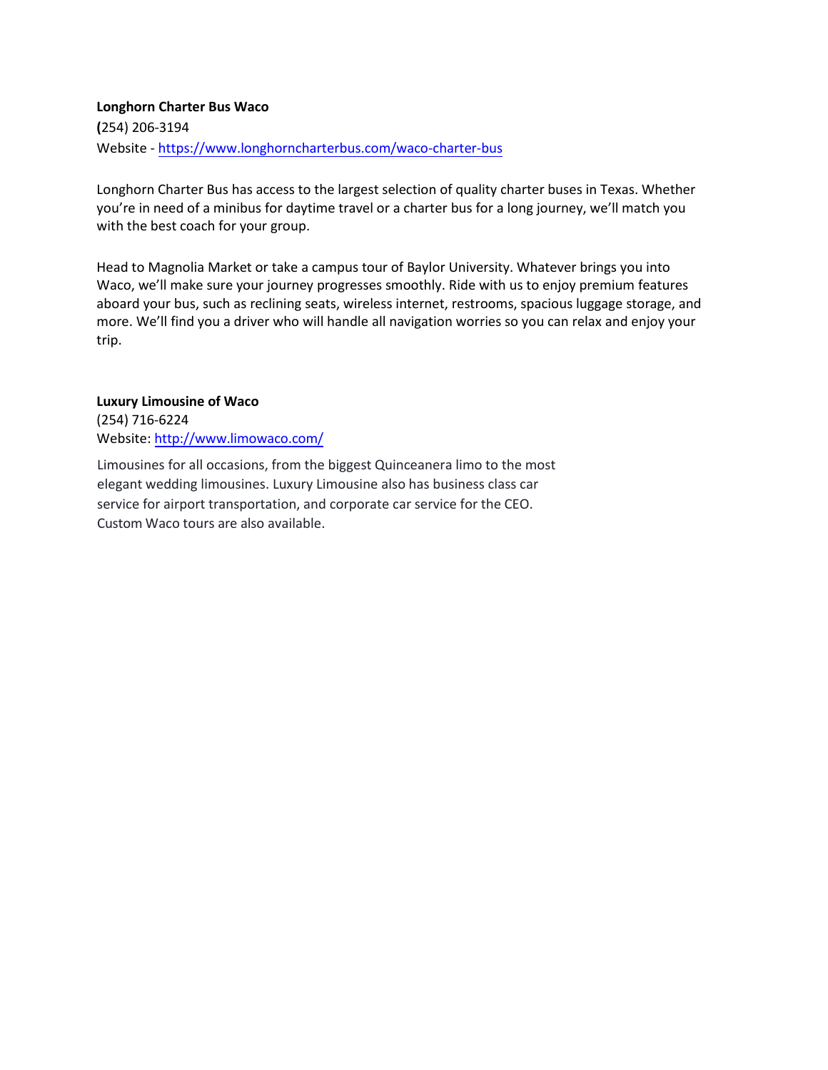**Longhorn Charter Bus Waco**
**(**254) 206-3194
Website - https://www.longhorncharterbus.com/waco-charter-bus

Longhorn Charter Bus has access to the largest selection of quality charter buses in Texas. Whether you're in need of a minibus for daytime travel or a charter bus for a long journey, we'll match you with the best coach for your group.

Head to Magnolia Market or take a campus tour of Baylor University. Whatever brings you into Waco, we'll make sure your journey progresses smoothly. Ride with us to enjoy premium features aboard your bus, such as reclining seats, wireless internet, restrooms, spacious luggage storage, and more. We'll find you a driver who will handle all navigation worries so you can relax and enjoy your trip.

**Luxury Limousine of Waco**
(254) 716-6224
Website: http://www.limowaco.com/

Limousines for all occasions, from the biggest Quinceanera limo to the most elegant wedding limousines. Luxury Limousine also has business class car service for airport transportation, and corporate car service for the CEO. Custom Waco tours are also available.